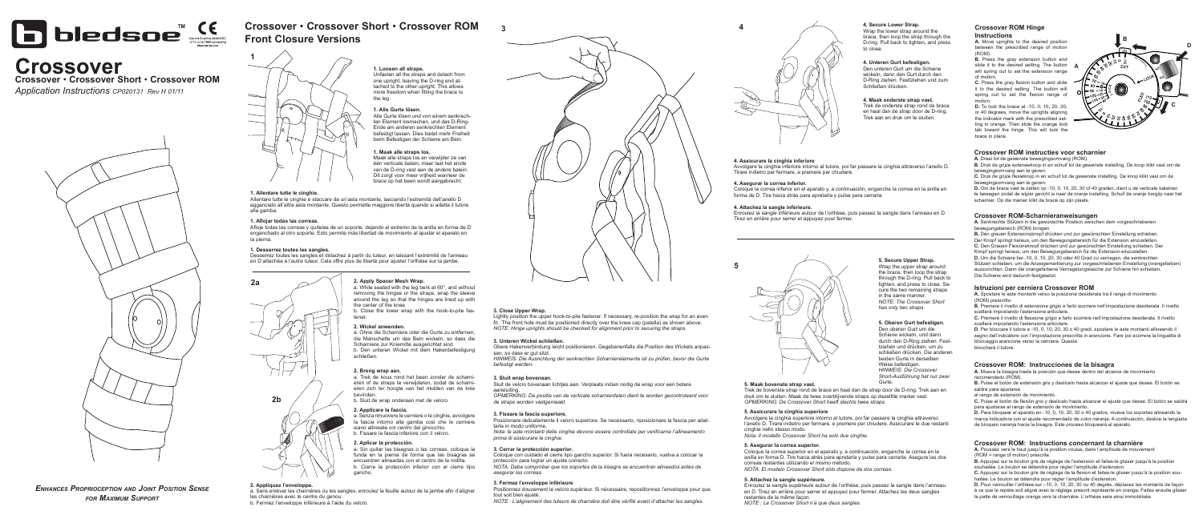# bledsoe™

Council Directive 93/42/EEC of 14 June 1993 concerning Medical devices

# Crossover

## Crossover • Crossover Short • Crossover ROM

*Application Instructions CP020131 Rev H 01/11*

*ENHANCES PROPRIOCEPTION AND JOINT POSITION SENSE FOR MAXIMUM SUPPORT*

## Crossover • Crossover Short • Crossover ROM Front Closure Versions

1

**1. Loosen all straps.**
Unfasten all the straps and detach from one upright, leaving the D-ring end attached to the other upright. This allows more freedom when fitting the brace to the leg.

**1. Alle Gurte lösen.**
Alle Gurte lösen und von einem senkrechten Element losmachen, und das D-Ring-Ende am anderen senkrechten Element befestigt lassen. Dies bietet mehr Freiheit beim Befestigen der Schiene am Bein.

**1. Maak alle straps los.**
Maak alle straps los en verwijder ze van één verticale balein, maar laat het einde van de D-ring vast aan de andere balein. Dit zorgt voor meer vrijheid wanneer de brace op het been wordt aangebracht.

**1. Allentare tutte le cinghie.**
Allentare tutte le cinghie e staccare da un'asta montante, lasciando l'estremità dell'anello D agganciato all'altra asta montante. Questo permette maggiore libertà quando si adatta il tutore alla gamba.

**1. Aflojar todas las correas.**
Afloje todas las correas y quítelas de un soporte, dejando el extremo de la anilla en forma de D enganchado al otro soporte. Esto permite más libertad de movimiento al ajustar el aparato en la pierna.

**1. Desserrez toutes les sangles.**
Dessserez toutes les sangles et détachez à partir du tuteur, en laissant l'extrémité de l'anneau en D attachée à l'autre tuteur. Cela offre plus de liberté pour ajuster l'orthèse sur la jambe.

2a

2b

**2. Apply Spacer Mesh Wrap.**
a. While seated with the leg bent at 60°, and without removing the hinges or the straps, wrap the sleeve around the leg so that the hinges are lined up with the center of the knee.
b. Close the lower wrap with the hook-to-pile fastener.

**2. Wickel anwenden.**
a. Ohne die Scharniere oder die Gurte zu entfernen, die Manschette um das Bein wickeln, so dass die Scharniere zur Kniemitte ausgerichtet sind.
b. Den unteren Wickel mit dem Hakenbefestigung schließen.

**2. Breng wrap aan.**
a. Trek de kous rond het been zonder de scharnieren of de straps te verwijderen, zodat de scharnieren zich ter hoogte van het midden van de knie bevinden.
b. Sluit de wrap onderaan met de velcro.

**2. Applicare la fascia.**
a. Senza rimuovere le cerniere o le cinghie, avvolgere la fascia intorno alla gamba così che le cerniere siano allineate col centro del ginocchio.
b. Fissare la fascia inferiore con il velcro.

**2. Aplicar la protección.**
a. Sin quitar las bisagras o las correas, coloque la funda en la pierna de forma que las bisagras se encuentren alineadas con el centro de la rodilla.
b. Cierre la protección inferior con el cierre tipo gancho.

**2. Appliquez l'enveloppe.**
a. Sans enlever les charnières ou les sangles, enroulez la feuille autour de la jambe afin d'aligner les charnières avec le centre du genou.
b. Fermez l'enveloppe inférieure à l'aide du velcro.

3

**3. Close Upper Wrap.**
Lightly position the upper hook-to-pile fastener. If necessary, re-position the wrap for an even fit. The front hole must be positioned directly over the knee cap (patella) as shown above.
*NOTE: Hinge uprights should be checked for alignment prior to securing the straps.*

**3. Unteren Wickel schließen.**
Obere Hakenverbindung leicht positionieren. Gegebenenfalls die Position des Wickels anpassen, so dass er gut sitzt.
*HINWEIS: Die Ausrichtung der senkrechten Scharnierelemente ist zu prüfen, bevor die Gurte befestigt werden.*

**3. Sluit wrap bovenaan.**
Sluit de velcro bovenaan lichtjes aan. Verplaats indien nodig de wrap voor een betere aansluiting.
*OPMERKING: De positie van de verticale scharnierdelen dient te worden gecontroleerd voor de straps worden vastgemaakt.*

**3. Fissare la fascia superiore.**
Posizionare delicatamente il velcro superiore. Se necessario, riposizionare la fascia per adattarla in modo uniforme.
*Nota: le aste montanti delle cinghie devono essere controllate per verificarne l'allineamento prima di assicurare le cinghie.*

**3. Cerrar la protección superior.**
Coloque con cuidado el cierre tipo gancho superior. Si fuera necesario, vuelva a colocar la protección para lograr un ajuste correcto.
*NOTA: Debe comprobar que los soportes de la bisagra se encuentren alineados antes de asegurar las correas.*

**3. Fermez l'enveloppe inférieure**
Positionnez doucement le velcro supérieur. Si nécessaire, repositionnez l'enveloppe pour que tout soit bien ajusté.
*NOTE : L'alignement des tuteurs de charnière doit être vérifié avant d'attacher les sangles.*

4

**4. Secure Lower Strap.**
Wrap the lower strap around the brace, then loop the strap through the D-ring. Pull back to tighten, and press to close.

**4. Unteren Gurt befestigen.**
Den unteren Gurt um die Schiene wickeln, dann den Gurt durch den D-Ring ziehen. Festziehen und zum Schließen drücken.

**4. Maak onderste strap vast.**
Trek de onderste strap rond de brace en haal dan de strap door de D-ring. Trek aan en druk om te sluiten.

**4. Assicurare la cinghia inferiore**
Avvolgere la cinghia inferiore intorno al tutore; poi far passare la cinghia attraverso l'anello D. Tirare indietro per fermare, e premere per chiudere.

**4. Asegurar la correa inferior.**
Coloque la correa inferior en el aparato y, a continuación, enganche la correa en la anilla en forma de D. Tire hacia atrás para apretarla y pulse para cerrarla.

**4. Attachez la sangle inférieure.**
Enroulez la sangle inférieure autour de l'orthèse, puis passez la sangle dans l'anneau en D. Tirez en arrière pour serrer et appuyez pour fermer.

5

**5. Secure Upper Strap.**
Wrap the upper strap around the brace, then loop the strap through the D-ring. Pull back to tighten, and press to close. Secure the two remaining straps in the same manner.
*NOTE: The Crossover Short has only two straps.*

**5. Oberen Gurt befestigen.**
Den oberen Gurt um die Schiene wickeln, und dann durch den D-Ring ziehen. Festziehen und drücken, um zu schließen drücken. Die anderen beiden Gurte in derselben Weise befestigen.
*HINWEIS: Die Crossover Short-Ausführung hat nur zwei Gurte.*

**5. Maak bovenste strap vast.**
Trek de bovenste strap rond de brace en haal dan de strap door de D-ring. Trek aan en druk om te sluiten. Maak de twee overblijvende straps op dezelfde manier vast.
*OPMERKING: De Crossover Short heeft slechts twee straps.*

**5. Assicurare la cinghia superiore**
Avvolgere la cinghia superiore intorno al tutore, poi far passare la cinghia attraverso l'anello D. Tirare indietro per fermare, e premere per chiudere. Assicurare le due restanti cinghie nello stesso modo.
*Nota: il modello Crossover Short ha solo due cinghie.*

**5. Asegurar la correa superior.**
Coloque la correa superior en el aparato y, a continuación, enganche la correa en la anilla en forma D. Tire hacia atrás para apretarla y pulse para cerrarla. Asegure las dos correas restantes utilizando el mismo método.
*NOTA: El modelo Crossover Short sólo dispone de dos correas.*

**5. Attachez la sangle supérieure.**
Enroulez la sangle supérieure autour de l'orthèse, puis passez la sangle dans l'anneau en D. Tirez en arrière pour serrer et appuyez pour fermer. Attachez les deux sangles restantes de la même façon.
*NOTE : Le Crossover Short n'a que deux sangles.*

### Crossover ROM Hinge Instructions

**A.** Move uprights to the desired position between the prescribed range of motion (ROM).
**B.** Press the gray extension button and slide it to the desired setting. The button will spring out to set the extension range of motion.
**C.** Press the gray flexion button and slide it to the desired setting. The button will spring out to set the flexion range of motion.
**D.** To lock the brace at -10, 0, 10, 20, 30, or 40 degrees, move the uprights aligning the indicator mark with the prescribed setting in orange. Then slide the orange lock tab toward the hinge. This will lock the brace in place.

A B C D

### Crossover ROM instructies voor scharnier

**A.** Draai tot de gewenste bewegingsomvang (ROM).
**B.** Druk de grijze extensieknop in en schuif tot de gewenste instelling. De knop klikt vast om de bewegingsomvang aan te geven.
**C.** Druk de grijze flexieknop in en schuif tot de gewenste instelling. De knop klikt vast om de bewegingsomvang aan te geven.
**D.** Om de brace vast te zetten op -10, 0, 10, 20, 30 of 40 graden, dient u de verticale baleinen te bewegen zodat de wijzer gericht is naar de oranje instelling. Schuif de oranje borglip naar het scharnier. Op die manier klikt de brace op zijn plaats.

### Crossover ROM-Scharnieranweisungen

**A.** Senkrechte Stützen in die gewünschte Position zwischen dem vorgeschriebenen bewegungsbereich (ROM) bringen.
**B.** Den grauen Extensionsknopf drücken und zur gewünschten Einstellung schieben. Der Knopf springt heraus, um den Bewegungsbereich für die Extension einzustellen.
**C.** Den Grauen Flexionsknopf drücken und zur gewünschten Einstellung schieben. Der Knopf springt heraus, um den Bewegungsbereich für die Extension einzustellen.
**D.** Um die Schiene bei -10, 0, 10, 20, 30 oder 40 Grad zu verriegeln, die senkrechten Stützen schieben, um die Anzeigemarkierung zur vorgeschriebenen Einstellung (orangefarben) auszurichten. Dann die orangefarbene Verriegelungslasche zur Schiene hin schieben. Die Schiene wird dadurch festgesetzt.

### Istruzioni per cerniera Crossover ROM

**A.** Spostare le aste montanti verso la posizione desiderata tra il range di movimento (ROM) prescritto.
**B.** Premere il rivetto di estensione grigio e farlo scorrere nell'impostazione desiderata. Il rivetto scatterà impostando l'estensione articolare.
**C.** Premere il rivetto di flessione grigio e farlo scorrere nell'impostazione desiderata. Il rivetto scatterà impostando l'estensione articolare.
**D.** Per bloccare il tutore a -10, 0, 10, 20, 30 o 40 gradi, spostare le aste montanti allineando il segno dell'indicatore con l'impostazione prescritta in arancione. Fare poi scorrere la linguetta di bloccaggio arancione verso la cerniera. Questa bloccherà il tutore.

### Crossover ROM: Instrucciones de la bisagra

**A.** Mueva la bisagra hasta la posición que desee dentro del alcance de movimiento recomendado (ROM).
**B.** Pulse el botón de extensión gris y deslícelo hasta alcanzar el ajuste que desee. El botón se saldrá para ajustarse al rango de extensión de movimiento.
**C.** Pulse el botón de flexión gris y deslícelo hasta alcanzar el ajuste que desee. El botón se saldrá para ajustarse al rango de extensión de movimiento.
**D.** Para bloquear el aparato en -10, 0, 10, 20, 30 o 40 grados, mueva los soportes alineando la marca indicadora con el ajuste recomendado de color naranja. A continuación, deslice la lengüeta de bloqueo naranja hacia la bisagra. Este proceso bloqueará el aparato.

### Crossover ROM: Instructions concernant la charnière

**A.** Poussez vers le haut jusqu'à la position voulue, dans l'amplitude de mouvement (ROM = range of motion) prescrite.
**B.** Appuyez sur le bouton gris de réglage de l'extension et faites-le glisser jusqu'à la position souhaitée. Le bouton se détendra pour régler l'amplitude d'extension.
**C.** Appuyez sur le bouton gris de réglage de la flexion et faites-le glisser jusqu'à la position souhaitée. Le bouton se détendra pour régler l'amplitude d'extension.
**D.** Pour verrouiller l'orthèse sur –10, 0, 10, 20, 30 ou 40 degrés, déplacez les montants de façon à ce que le repère soit aligné avec le réglage prescrit représenté en orange. Faites ensuite glisser la patte de verrouillage orange vers la charnière. L'orthèse sera ainsi immobilisée.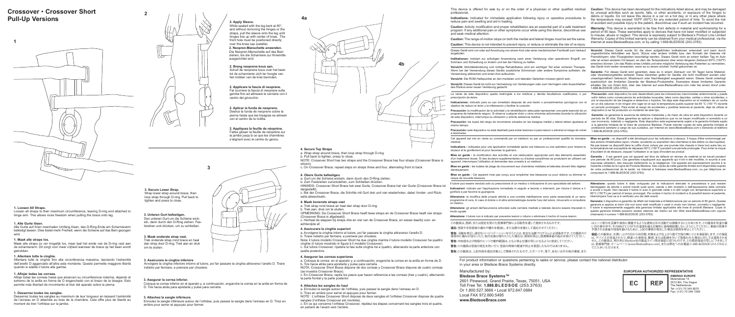# Crossover • Crossover Short Pull-Up Versions

1

### 1. Loosen All Straps.

Loosen all straps to their maximum circumference, leaving D-ring end attached to hinge arm. This allows more freedom when pulling the brace onto leg.

### 1. Alle Gurte lösen.

Alle Gurte auf ihren maximalen Umfang lösen, das D-Ring-Ende am Scharnierarm befestigt lassen. Dies bietet mehr Freiheit, wenn die Schiene auf das Bein gezogen wird.

### 1. Maak alle straps los.

Maak alle straps zo ver mogelijk los, maar laat het einde van de D-ring vast aan de scharnierarm. Dit zorgt voor meer vrijheid wanneer de brace op het been wordt getrokken.

### 1. Allentare tutte le cinghie.

Allentare tutte le cinghie fino alla circonferenza massima, lasciando l'estremità dell'anello D agganciato all'altra asta montante. Questo permette maggiore libertà quando si adatta il tutore alla gamba.

### 1. Afloje todas las correas.

Afloje todas las correas hasta que alcancen su circunferencia máxima, dejando el extremo de la anilla en forma de D enganchado con el brazo de la bisagra. Esto permite más libertad de movimiento al tirar del aparato sobre la pierna.

### 1. Desserrez toutes les sangles.

Desserrez toutes les sangles au maximum de leur longueur en laissant l'extrémité de l'anneau en D attachée au bras de la charnière. Cela offre plus de liberté au moment de tirer l'orthèse sur la jambe.

2

### 2. Apply Sleeve.

While seated with the leg bent at 60°, and without removing the hinges or the straps, pull the sleeve onto the leg until hinges line up with center of knee. The front hole must be positioned directly over the knee cap (patella).

### 2. Neopren-Manschette anwenden.

Die Neopren-Manschette auf das Bein ziehen, bis die Scharniere zur Kniemitte ausgerichtet sind.

### 2. Breng neoprene kous aan.

Schuif de neoprene kous over het been tot de scharnieren zich ter hoogte van het midden van de knie bevinden.

### 2. Applicare la fascia di neoprene.

Far scorrere la fascia di neoprene sulla gamba fino ad allineare le cerniere con il centro del ginocchio.

### 2. Aplicar la funda de neopreno.

Deslice la funda de neopreno sobre la pierna hasta que las bisagras se alineen con el centro de la rodilla.

### 2. Appliquez la feuille de néoprène.

Faites glisser la feuille de néoprène sur la jambe jusqu'à ce que les charnières s'alignent avec le centre du genou.

3

### 3. Secure Lower Strap.

Wrap lower strap around brace, then loop strap through D-ring. Pull back to tighten and press to close.

### 3. Unteren Gurt befestigen.

Den unteren Gurt um die Schiene wickeln, dann durch den D-Ring ziehen. Festziehen und drücken, um zu schließen.

### 3. Maak onderste strap vast.

Trek onderste strap rond brace en haal dan strap door D-ring. Trek aan en druk om te sluiten.

### 3. Assicurare la cinghia inferiore

Avvolgere la cinghia inferiore intorno al tutore, poi far passare la cinghia attraverso l'anello D. Tirare indietro per fermare, e premere per chiudere.

### 3. Asegurar la correa inferior.

Coloque la correa inferior en el aparato y, a continuación, enganche la correa en la anilla en forma de D. Tire hacia atrás para apretarla y pulse para cerrarla.

### 3. Attachez la sangle inférieure.

Enroulez la sangle inférieure autour de l'orthèse, puis passez la sangle dans l'anneau en D. Tirez en arrière pour serrer et appuyez pour fermer.

4a

4b

### 4. Secure Top Straps

a. Wrap strap around brace, then loop strap through D-ring.
b. Pull back to tighten, press to close.

NOTE: Crossover Short has two straps and the Crossover Brace has four straps (Crossover Brace is shown).

c. On Crossover Brace, repeat steps on straps three and four, alternating front to back.

### 4. Obere Gurte befestigen.

a. Gurt um die Schiene wickeln, dann durch den D-Ring ziehen.
b. Zum Festziehen zurückziehen, zum Schließen drücken.

HINWEIS: Crossover Short Brace hat zwei Gurte, Crossover Brace hat vier Gurte (Crossover Brace ist dargestellt).

c. Bei der Crossover Brace, die Schritte mit Gurt drei und vier wiederholen, dabei Vorder- und Rückseite abwechseln.

### 4. Maak bovenste straps vast

a. Trek strap rond brace en haal dan strap door D-ring.
b. Trek aan, druk om te sluiten.

OPMERKING: De Crossover Short Brace heeft twee straps en de Crossover Brace heeft vier straps (Crossover Brace is afgebeeld).

c. Herhaal de stappen bij straps drie en vier van de Crossover Brace, en wissel daarbij voor- en achterzijde af.

### 4. Assicurare le cinghie superiori

a. Avvolgere la cinghia intorno al tutore, poi far passare la cinghia attraverso l'anello D.
b. Tirare indietro per fermare, e premere per chiudere.

Nota: il tutore modello Crossover Short ha due cinghie mentre il tutore modello Crossover ha quattro cinghie (il tutore mostrato in figura è il modello Crossover).

c. Sul tutore Crossover, ripetere le fasi sulle cinghie tre e quattro, alternando la parte anteriore con quella posteriore.

### 4. Asegurar las correas superiores

a. Coloque la correa en el aparato y, a continuación, enganche la correa en la anilla en forma de D.
b. Tire hacia atrás para apretarla y pulse para cerrarla.

NOTA: Crossover Short Brace dispone de dos correas y Crossover Brace dispone de cuatro correas (se muestra Crossover Brace).

c. En Crossover Brace, repita los pasos que hacen referencia a las correas (tres y cuatro), alternando la parte frontal y la parte posterior.

### 4. Attachez les sangles du haut

a. Enroulez la sangle autour de l'orthèse, puis passez la sangle dans l'anneau en D.
b. Tirez en arrière pour serrer et appuyez pour fermer.

NOTE : L'orthèse Crossover Short dispose de deux sangles et l'orthèse Crossover dispose de quatre sangles (l'orthèse Crossover est montrée).

c. En ce qui concerne l'orthèse Crossover, répétez les étapes concernant les sangles trois et quatre, en partant de l'avant vers l'arrière.

This device is offered for sale by or on the order of a physician or other qualified medical professional.

**Indications:** Indicated for immediate application following injury or operative procedures to reduce pain and swelling and aid in healing.

**Caution:** Activity modification and proper rehabilitation are an essential part of a safe treatment program. If any additional pain or other symptoms occur while using this device, discontinue use and seek medical attention.

**Caution:** The range-of-motion stops on both the medial and lateral hinges must be set the same.

**Caution:** This device is not intended to prevent injury, or reduce or eliminate the risk of re-injury.

**Caution:** This device has been developed for the indications listed above, and may be damaged by unusual activities such as sports, falls, or other accidents, or exposure of the hinges to debris or liquids. Do not leave this device in a car on a hot day, or in any other place where the temperature may exceed 150°F (65°C) for any extended period of time. To avoid the risk of accident and possible injury to the patient, discontinue use if such an incident has occurred.

**Warranty:** This device is warranted to be free from defects in material and workmanship for a period of 90 days. These warranties apply to devices that have not been modified or subjected to misuse, abuse or neglect. This device is expressly subject to Bledsoe's Product Line Limited Warranty. Copies of this limited warranty can be obtained from your medical professional, via the internet at www.BledsoeBrace.com, or by calling 1-888-BLEDSOE (253-3763).

Dieses Gerät wird von oder auf Anordnung von einem Arzt oder einer medizinischen Fachkraft zum Verkauf angeboten.

**Indikationen:** Indiziert zur sofortigen Anwendung nach einer Verletzung oder operativem Eingriff, um Schmerz und Schwellung zu lindern und bei der Heilung zu helfen.

**Vorsicht:** Aktivitätsänderung und richtige Rehabilitation sind ein wichtiger Teil einer sicheren Therapie. Wenn bei der Verwendung dieses Geräts zusätzliche Schmerzen oder andere Symptome auftreten, die Verwendung abbrechen und einen Arzt aufsuchen.

**Vorsicht:** Die ROM-Haltepunkte an den medialen und lateralen Gelenken müssen gleich sein.

**Vorsicht:** Dieses Gerät ist nicht zur Vermeidung von Verletzungen oder zum Verringern oder Ausschließen des Risikos einer neuen Verletzung gedacht.

**Vorsicht:** Dieses Gerät wurde für die oben aufgeführten Indikationen entwickelt und kann durch ungewöhnliche Aktivitäten wie Sport, Stürze oder andere Unfälle bzw. den Kontakt der Gelenke mit Fremdkörpern oder Flüssigkeiten beschädigt werden. Dieses Gerät nicht an einem heißen Tag im Auto oder an einem anderen Ort lassen, an dem die Temperaturen über einen längeren Zeitraum 65°C (150°F) erreichen können. Um das Risiko eines Unfalls und eine mögliche Verletzung des Patienten zu vermeiden, das Gerät nicht weiter verwenden, wenn es zu einem solchen Vorfall gekommen ist.

**Garantie:** Für dieses Gerät wird garantiert, dass es in einem Zeitraum von 90 Tagen keine Material- oder Verarbeitungsfehler aufweist. Diese Garantien gelten für Geräte, die nicht modifiziert wurden oder unsachgemäßem Gebrauch, Missbrauch oder Nachlässigkeit ausgesetzt waren. Dieses Gerät unterliegt ausdrücklich der limitierten Garantie der Bledsoe-Produktreihe. Exemplare dieser limitierten Garantie erhalten Sie von Ihrem Arzt, über das Internet auf www.BledsoeBrace.com oder bei einem Anruf unter 1-888-BLEDSOE (253-3763).

La venta de este dispositivo queda restringida a los médicos y demás facultativos cualificados, o por prescripción de éstos.

**Indicaciones:** indicado para su uso inmediato después de una lesión o procedimientos quirúrgicos con el objetivo de reducir el dolor y la inflamación y facilitar la curación.

**Precaución:** la modificación de la actividad y la rehabilitación adecuada representan una parte esencial de un programa de tratamiento seguro. Si observa cualquier dolor u otros síntomas adicionales durante la utilización de este dispositivo, interrumpa su utilización y solicite asistencia médica.

**Precaución:** los topes del rango de movimiento situados en las bisagras medial y lateral deben ajustarse al mismo tiempo.

**Precaución:** este dispositivo no está diseñado para evitar lesiones ni para reducir o eliminar el riesgo de volver a lesionarse.

**Precaución:** este dispositivo ha sido desarrollado para las indicaciones mencionadas anteriormente y puede sufrir daños como consecuencia de actividades inusuales, tales como deportes, caídas u otros accidentes, o por la exposición de las bisagras a desechos o líquidos. No deje este dispositivo en el maletero de un coche en un día caluroso ni en ningún otro lugar en el que la temperatura pueda superar los 65 °C (150 °F) durante un período prolongado. Para evitar el riesgo de accidentes y posibles lesiones al paciente, deje de utilizar el dispositivo si se ha producido un incidente de este tipo.

**Garantía:** se garantiza la ausencia de defectos materiales y de mano de obra en este dispositivo durante un periodo de 90 días. Estas garantías se aplican a dispositivos que no se hayan modificado ni sometido a un uso incorrecto, indebido o negligente. Este dispositivo está expresamente sujeto a la garantía limitada sujeto a la garantía limitada de la línea de productos Bledsoe. Puede solicitar copias de esta garantía limitada al profesional sanitario a cargo de sus cuidados, por Internet en www.BledsoeBrace.com o llamando al teléfono 1-888-BLEDSOE (253-3763).

Cet appareil est mis en vente ou commandé par un médecin ou par un professionnel qualifié du domaine médical.

**Indications :** indiquées pour une application immédiate après une blessure ou une opération pour réduire la douleur et le gonflement et pour favoriser la guérison.

**Mise en garde :** la modification des activités et une rééducation appropriée sont des éléments essentiels d'un traitement réussi. Si des douleurs supplémentaires ou d'autres symptômes se produisent en utilisant cet appareil, interrompez l'utilisation et demandez des conseils à un médecin.

**Mise en garde :** les butées de plage de mouvement aux charnières médiales et latérales doivent être réglées identiquement.

**Mise en garde :** Cet appareil n'est pas conçu pour empêcher des blessures ou pour réduire ou éliminer le risque de nouvelle blessure.

**Mise en garde :** ce dispositif a été développé pour les indications ci-dessus. Il risque d'être endommagé par des actions inhabituelles (sport, chutes, accidents ou exposition des charnières à des débris ou des liquides). Ne pas laisser ce dispositif dans le coffre d'une voiture par une journée très chaude ni dans tout autre lieu où la température est susceptible de dépasser 65°C (150°F) pendant une période prolongée. Pour éviter le risque d'accident et de blessure, stopper l'utilisation si ce type d'incident se produit.

**Garantie :** Il est garanti que cet appareil est libre de défauts en termes de matériel et de travail pendant une période de 90 jours. Ces garanties s'appliquent aux appareils qui n'ont ni été modifiés, ni soumis à une mauvaise utilisation, des mauvais traitements ou la négligence. Cet appareil est expressément soumis à la Garantie Limitée de la Ligne de Produits Bledsoe. Des copies de cette garantie limitée sont disponibles auprès de votre professionnel de la santé, via Internet à l'adresse www.BledsoeBrace.com, ou par téléphone en composant le 1-888-BLEDSOE (253-3763).

Il tutore può essere venduto solo su prescrizione di un medico o indicazione di uno specialista del settore.

**Indicazioni:** indicato per l'applicazione immediata in seguito a lesione o interventi, per ridurre il dolore e il gonfiore e per favorire la guarigione.

**Attenzione:** la modifica delle proprie attività e una corretta riabilitazione sono parte essenziale di un sano programma di cura. In caso di dolore o di altra sintomatologia durante l'uso del tutore, rimuoverlo e consultare un medico.

**Attenzione:** gli arresti dell'escursione articolare sulle cerniere mediale e laterale devono essere impostati in modo uguale.

**Attenzione:** il tutore non è indicato per prevenire lesioni o ridurre o eliminare il rischio di nuove lesioni.

**Attenzione:** questo tutore è stato sviluppato per le indicazioni elencate in precedenza e può essere danneggiato da attività o eventi insoliti quali sport, cadute o altri incidenti o dall'esposizione delle cerniere a scorie o liquidi. Non lasciare il tutore in auto in giornate calde o in altri luoghi con temperature superiore a 65°C (150°F) per periodi di tempo prolungati. Per evitare il rischio di incidenti e di possibili lesioni al paziente, interrompere l'uso se si è verificato uno dei detti eventi.

**Garanzia:** il dispositivo è garantito da difetti nel materiale e di fabbricazione per un periodo di 90 giorni. Questa garanzia si applica ai tutori che non sono stati modificati o usati in modo non idoneo, scorretto o negligente. Il tutore è espressamente soggetto alla garanzia limitata applicabile alla linea di prodotti Bledsoe. Copie di questa garanzia limitata possono essere ottenute dai medici sul sito Web www.BledsoeBrace.com oppure chiamando il numero 1-888-BLEDSOE (253-3763).

この装具は、医師、または認定を受けた医療専門家による販売を通して提供されるものです。

**適応:** 怪我や手術直後の痛みや腫れを軽減し、また治癒の支援として適応させてください。

**警告:** 活動を修正し適切なリハビリテーションを行うことは、安全な治療プログラムには必須条件です。この器具のご使用中に痛みが生じたり、他の兆候が現れたりした場合は、使用を停止し医療関係者の指示を受けてください。

**警告:** 中央部および側部のヒンジの動作範囲は、ともに停止位置が同じになるように設定してください。

**警告:** この器具は怪我の予防や再受傷の危険の軽減や除去を意図したものではありません。

**警告:** この装具は、上記の指示の適応対象として開発されたもので、スポーツや、落下、あるいはその他の事故、また

はヒンジ部分を瓦礫や液体に暴露するような通常以外の活動では損傷することがあります。この装具を気温の暑い日の車の中や、その他65°C (150°F)の温度を越える場所に長時間放置しないようにしてください。事故の危険や予想される患者の怪我を避けるために、上記の事態が発生した場合は使用を停止してください。

**保証:** この器具は、お買い上げの日から90日間、材質および仕上がり面で欠陥の無いことを保証致します。この保証は、デバイスが改造されたり、間違った使用法、酷使、または怠慢を行って取扱われた場合には適用されません。この器具は、明示的にBledsoe社の製品ライン限定保証に従うものです。この限定保証の写しにつきましては、医療専門家、ホームページ (www.BledsoeBrace.com)、または弊社へのお電話 (1-888-BLEDSOE (253-3763)) にてご入手いただけます。

For product information or questions pertaining to sales or service, please contact the national distributor in your area or Bledsoe Brace Systems directly.

Manufactured by:

**Bledsoe Brace Systems™**
2601 Pinewood, Grand Prairie, Texas, 75051, USA
Toll Free Tel. **1.888.BLEDSOE** (253.3763)
Or 1.800.527.3666 • Local 972.647.0884
Local FAX 972.660.5495
**www.BledsoeBrace.com**

**EUROPEAN AUTHORIZED REPRESENTATIVE**

EC REP

**EMERGO EUROPE**
Molenstraat 15
2513 BH, The Hague
The Netherlands
Tel: (+31) 70 345 8570
Fax: (+31) 70 346 7299